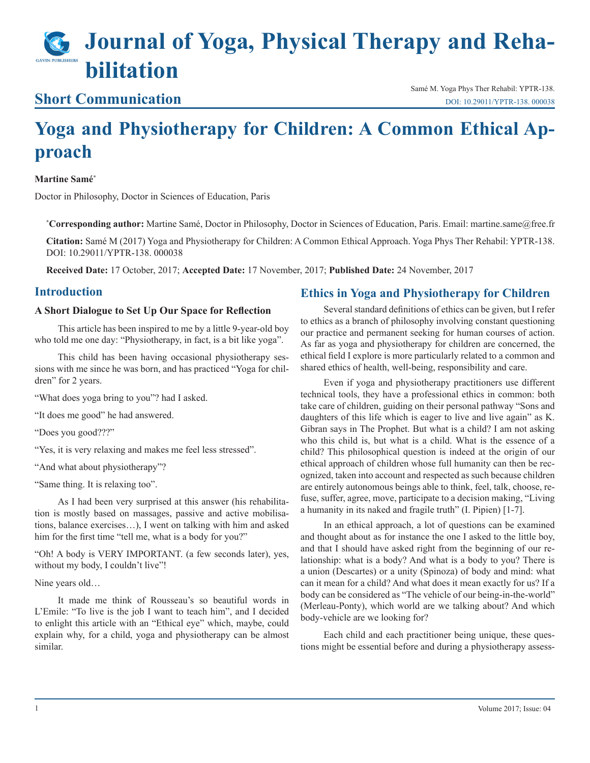# Journal of Yoga, Physical Therapy and Rehabilitation

## Short Communication

Samé M. Yoga Phys Ther Rehabil: YPTR-138.
DOI: 10.29011/YPTR-138. 000038

# Yoga and Physiotherapy for Children: A Common Ethical Approach

**Martine Samé***

Doctor in Philosophy, Doctor in Sciences of Education, Paris

***Corresponding author:** Martine Samé, Doctor in Philosophy, Doctor in Sciences of Education, Paris. Email: martine.same@free.fr

**Citation:** Samé M (2017) Yoga and Physiotherapy for Children: A Common Ethical Approach. Yoga Phys Ther Rehabil: YPTR-138. DOI: 10.29011/YPTR-138. 000038

**Received Date:** 17 October, 2017; **Accepted Date:** 17 November, 2017; **Published Date:** 24 November, 2017

## Introduction

### A Short Dialogue to Set Up Our Space for Reflection

This article has been inspired to me by a little 9-year-old boy who told me one day: "Physiotherapy, in fact, is a bit like yoga".

This child has been having occasional physiotherapy sessions with me since he was born, and has practiced "Yoga for children" for 2 years.

"What does yoga bring to you"? had I asked.

"It does me good" he had answered.

"Does you good???"

"Yes, it is very relaxing and makes me feel less stressed".

"And what about physiotherapy"?

"Same thing. It is relaxing too".

As I had been very surprised at this answer (his rehabilitation is mostly based on massages, passive and active mobilisations, balance exercises…), I went on talking with him and asked him for the first time "tell me, what is a body for you?"

"Oh! A body is VERY IMPORTANT. (a few seconds later), yes, without my body, I couldn't live"!

Nine years old…

It made me think of Rousseau's so beautiful words in L'Emile: "To live is the job I want to teach him", and I decided to enlight this article with an "Ethical eye" which, maybe, could explain why, for a child, yoga and physiotherapy can be almost similar.

## Ethics in Yoga and Physiotherapy for Children

Several standard definitions of ethics can be given, but I refer to ethics as a branch of philosophy involving constant questioning our practice and permanent seeking for human courses of action. As far as yoga and physiotherapy for children are concerned, the ethical field I explore is more particularly related to a common and shared ethics of health, well-being, responsibility and care.

Even if yoga and physiotherapy practitioners use different technical tools, they have a professional ethics in common: both take care of children, guiding on their personal pathway "Sons and daughters of this life which is eager to live and live again" as K. Gibran says in The Prophet. But what is a child? I am not asking who this child is, but what is a child. What is the essence of a child? This philosophical question is indeed at the origin of our ethical approach of children whose full humanity can then be recognized, taken into account and respected as such because children are entirely autonomous beings able to think, feel, talk, choose, refuse, suffer, agree, move, participate to a decision making, "Living a humanity in its naked and fragile truth" (I. Pipien) [1-7].

In an ethical approach, a lot of questions can be examined and thought about as for instance the one I asked to the little boy, and that I should have asked right from the beginning of our relationship: what is a body? And what is a body to you? There is a union (Descartes) or a unity (Spinoza) of body and mind: what can it mean for a child? And what does it mean exactly for us? If a body can be considered as "The vehicle of our being-in-the-world" (Merleau-Ponty), which world are we talking about? And which body-vehicle are we looking for?

Each child and each practitioner being unique, these questions might be essential before and during a physiotherapy assess-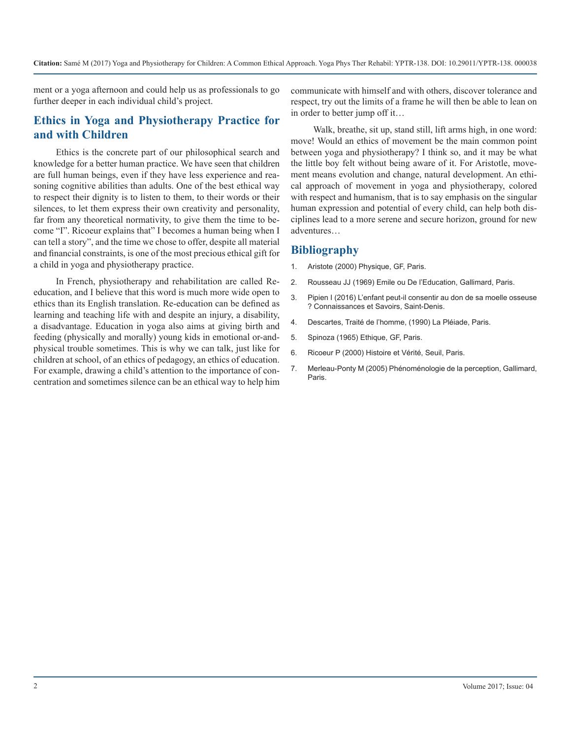ment or a yoga afternoon and could help us as professionals to go further deeper in each individual child's project.

## Ethics in Yoga and Physiotherapy Practice for and with Children

Ethics is the concrete part of our philosophical search and knowledge for a better human practice. We have seen that children are full human beings, even if they have less experience and reasoning cognitive abilities than adults. One of the best ethical way to respect their dignity is to listen to them, to their words or their silences, to let them express their own creativity and personality, far from any theoretical normativity, to give them the time to become "I". Ricoeur explains that" I becomes a human being when I can tell a story", and the time we chose to offer, despite all material and financial constraints, is one of the most precious ethical gift for a child in yoga and physiotherapy practice.

In French, physiotherapy and rehabilitation are called Re-education, and I believe that this word is much more wide open to ethics than its English translation. Re-education can be defined as learning and teaching life with and despite an injury, a disability, a disadvantage. Education in yoga also aims at giving birth and feeding (physically and morally) young kids in emotional or-and-physical trouble sometimes. This is why we can talk, just like for children at school, of an ethics of pedagogy, an ethics of education. For example, drawing a child's attention to the importance of concentration and sometimes silence can be an ethical way to help him communicate with himself and with others, discover tolerance and respect, try out the limits of a frame he will then be able to lean on in order to better jump off it…

Walk, breathe, sit up, stand still, lift arms high, in one word: move! Would an ethics of movement be the main common point between yoga and physiotherapy? I think so, and it may be what the little boy felt without being aware of it. For Aristotle, movement means evolution and change, natural development. An ethical approach of movement in yoga and physiotherapy, colored with respect and humanism, that is to say emphasis on the singular human expression and potential of every child, can help both disciplines lead to a more serene and secure horizon, ground for new adventures…

## Bibliography

1. Aristote (2000) Physique, GF, Paris.
2. Rousseau JJ (1969) Emile ou De l'Education, Gallimard, Paris.
3. Pipien I (2016) L'enfant peut-il consentir au don de sa moelle osseuse ? Connaissances et Savoirs, Saint-Denis.
4. Descartes, Traité de l'homme, (1990) La Pléiade, Paris.
5. Spinoza (1965) Ethique, GF, Paris.
6. Ricoeur P (2000) Histoire et Vérité, Seuil, Paris.
7. Merleau-Ponty M (2005) Phénoménologie de la perception, Gallimard, Paris.